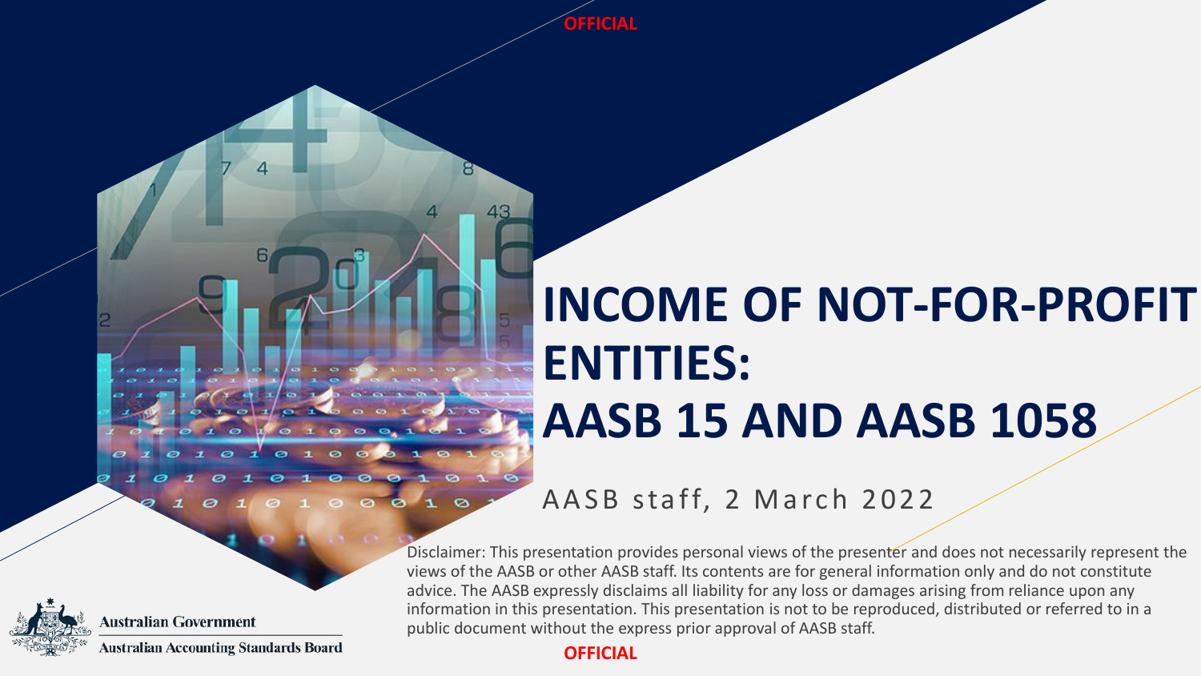OFFICIAL

# INCOME OF NOT-FOR-PROFIT ENTITIES: AASB 15 AND AASB 1058

AASB staff, 2 March 2022

Disclaimer: This presentation provides personal views of the presenter and does not necessarily represent the views of the AASB or other AASB staff. Its contents are for general information only and do not constitute advice. The AASB expressly disclaims all liability for any loss or damages arising from reliance upon any information in this presentation. This presentation is not to be reproduced, distributed or referred to in a public document without the express prior approval of AASB staff.

Australian Government

Australian Accounting Standards Board

OFFICIAL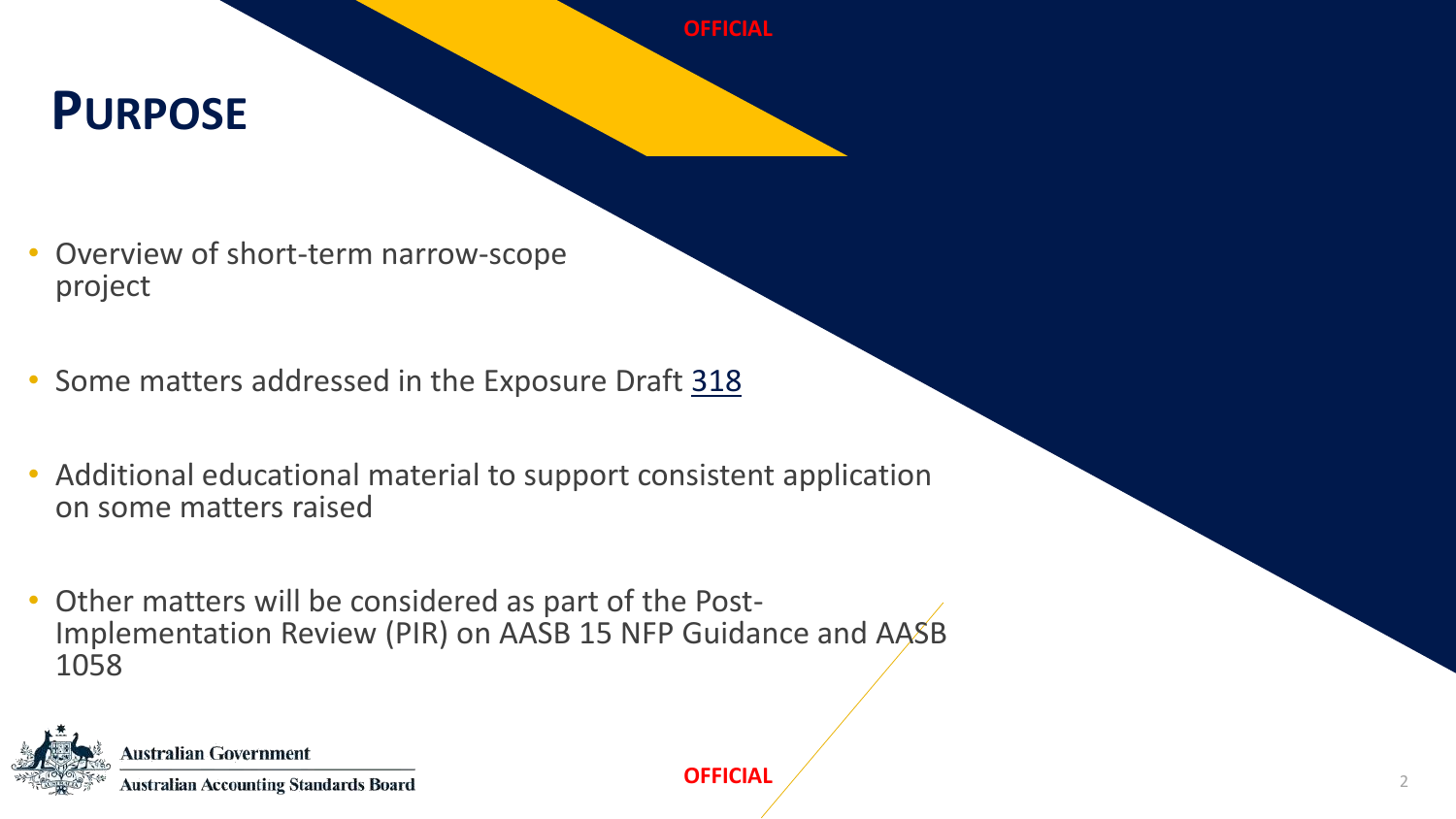# Purpose

- Overview of short-term narrow-scope project
- Some matters addressed in the Exposure Draft 318
- Additional educational material to support consistent application on some matters raised
- Other matters will be considered as part of the Post-Implementation Review (PIR) on AASB 15 NFP Guidance and AASB 1058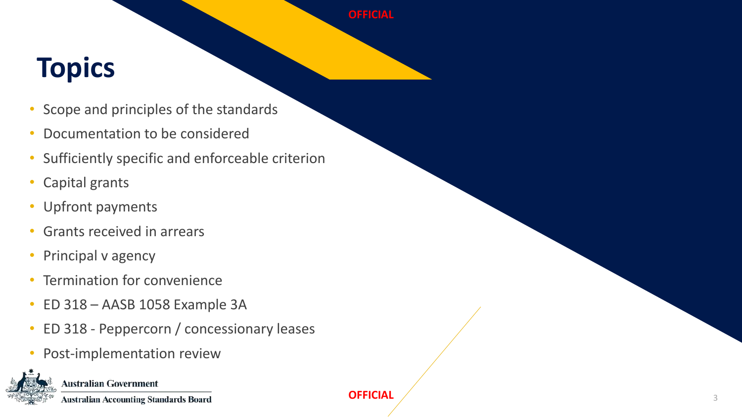# Topics

- Scope and principles of the standards
- Documentation to be considered
- Sufficiently specific and enforceable criterion
- Capital grants
- Upfront payments
- Grants received in arrears
- Principal v agency
- Termination for convenience
- ED 318 – AASB 1058 Example 3A
- ED 318 - Peppercorn / concessionary leases
- Post-implementation review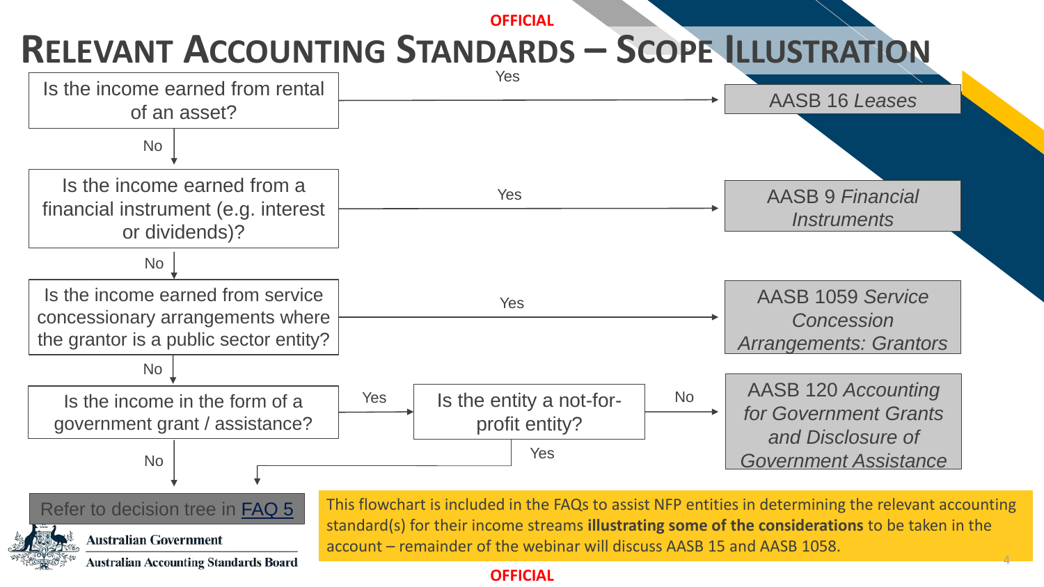# Relevant Accounting Standards – Scope Illustration

Is the income earned from rental of an asset?
- Yes → AASB 16 *Leases*
- No ↓

Is the income earned from a financial instrument (e.g. interest or dividends)?
- Yes → AASB 9 *Financial Instruments*
- No ↓

Is the income earned from service concessionary arrangements where the grantor is a public sector entity?
- Yes → AASB 1059 *Service Concession Arrangements: Grantors*
- No ↓

Is the income in the form of a government grant / assistance?
- Yes → Is the entity a not-for-profit entity?
  - No → AASB 120 *Accounting for Government Grants and Disclosure of Government Assistance*
  - Yes → Refer to decision tree in FAQ 5
- No → Refer to decision tree in FAQ 5

This flowchart is included in the FAQs to assist NFP entities in determining the relevant accounting standard(s) for their income streams **illustrating some of the considerations** to be taken in the account – remainder of the webinar will discuss AASB 15 and AASB 1058.

Australian Government
Australian Accounting Standards Board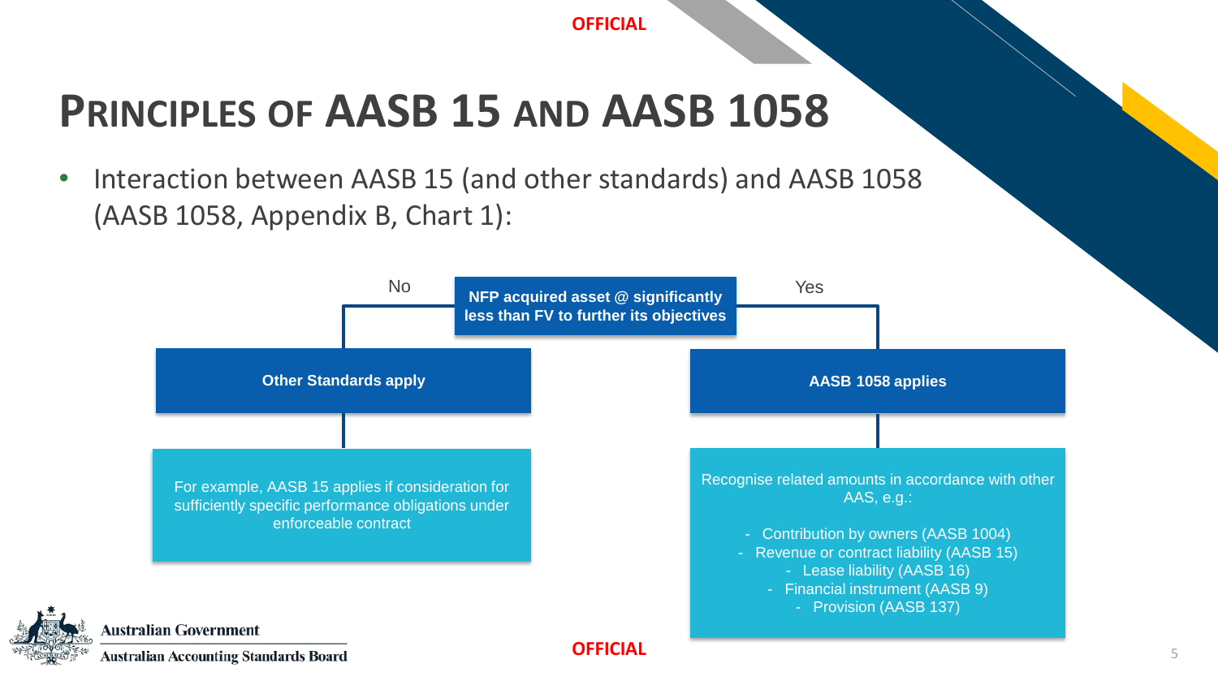# Principles of AASB 15 and AASB 1058

- Interaction between AASB 15 (and other standards) and AASB 1058 (AASB 1058, Appendix B, Chart 1):

**NFP acquired asset @ significantly less than FV to further its objectives**

**No** → **Other Standards apply**

For example, AASB 15 applies if consideration for sufficiently specific performance obligations under enforceable contract

**Yes** → **AASB 1058 applies**

Recognise related amounts in accordance with other AAS, e.g.:

- Contribution by owners (AASB 1004)
- Revenue or contract liability (AASB 15)
- Lease liability (AASB 16)
- Financial instrument (AASB 9)
- Provision (AASB 137)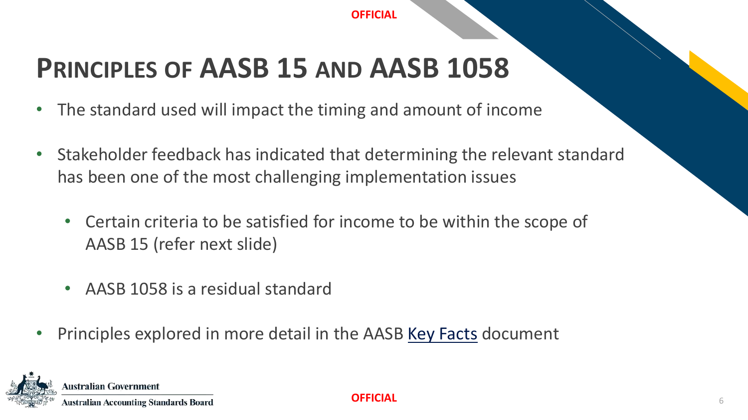# Principles of AASB 15 and AASB 1058

- The standard used will impact the timing and amount of income
- Stakeholder feedback has indicated that determining the relevant standard has been one of the most challenging implementation issues
  - Certain criteria to be satisfied for income to be within the scope of AASB 15 (refer next slide)
  - AASB 1058 is a residual standard
- Principles explored in more detail in the AASB Key Facts document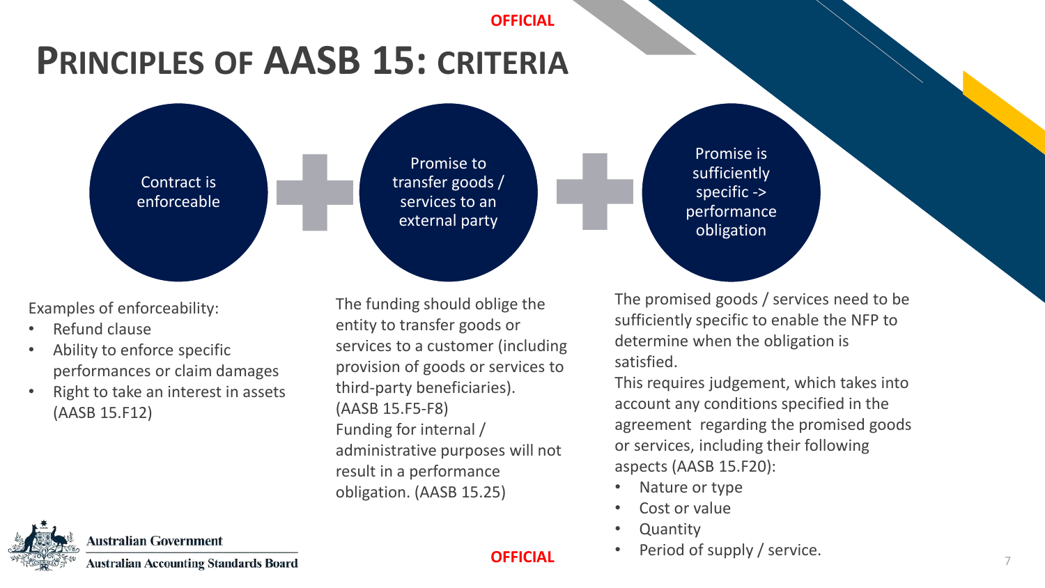# PRINCIPLES OF AASB 15: CRITERIA

**Contract is enforceable** + **Promise to transfer goods / services to an external party** + **Promise is sufficiently specific -> performance obligation**

Examples of enforceability:

- Refund clause
- Ability to enforce specific performances or claim damages
- Right to take an interest in assets (AASB 15.F12)

The funding should oblige the entity to transfer goods or services to a customer (including provision of goods or services to third-party beneficiaries). (AASB 15.F5-F8)

Funding for internal / administrative purposes will not result in a performance obligation. (AASB 15.25)

The promised goods / services need to be sufficiently specific to enable the NFP to determine when the obligation is satisfied.

This requires judgement, which takes into account any conditions specified in the agreement regarding the promised goods or services, including their following aspects (AASB 15.F20):

- Nature or type
- Cost or value
- Quantity
- Period of supply / service.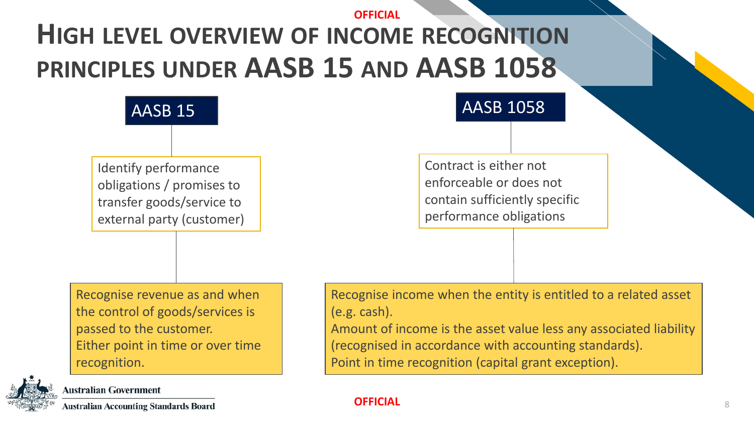# High level overview of income recognition principles under AASB 15 and AASB 1058

## AASB 15

Identify performance obligations / promises to transfer goods/service to external party (customer)

Recognise revenue as and when the control of goods/services is passed to the customer.
Either point in time or over time recognition.

## AASB 1058

Contract is either not enforceable or does not contain sufficiently specific performance obligations

Recognise income when the entity is entitled to a related asset (e.g. cash).
Amount of income is the asset value less any associated liability (recognised in accordance with accounting standards).
Point in time recognition (capital grant exception).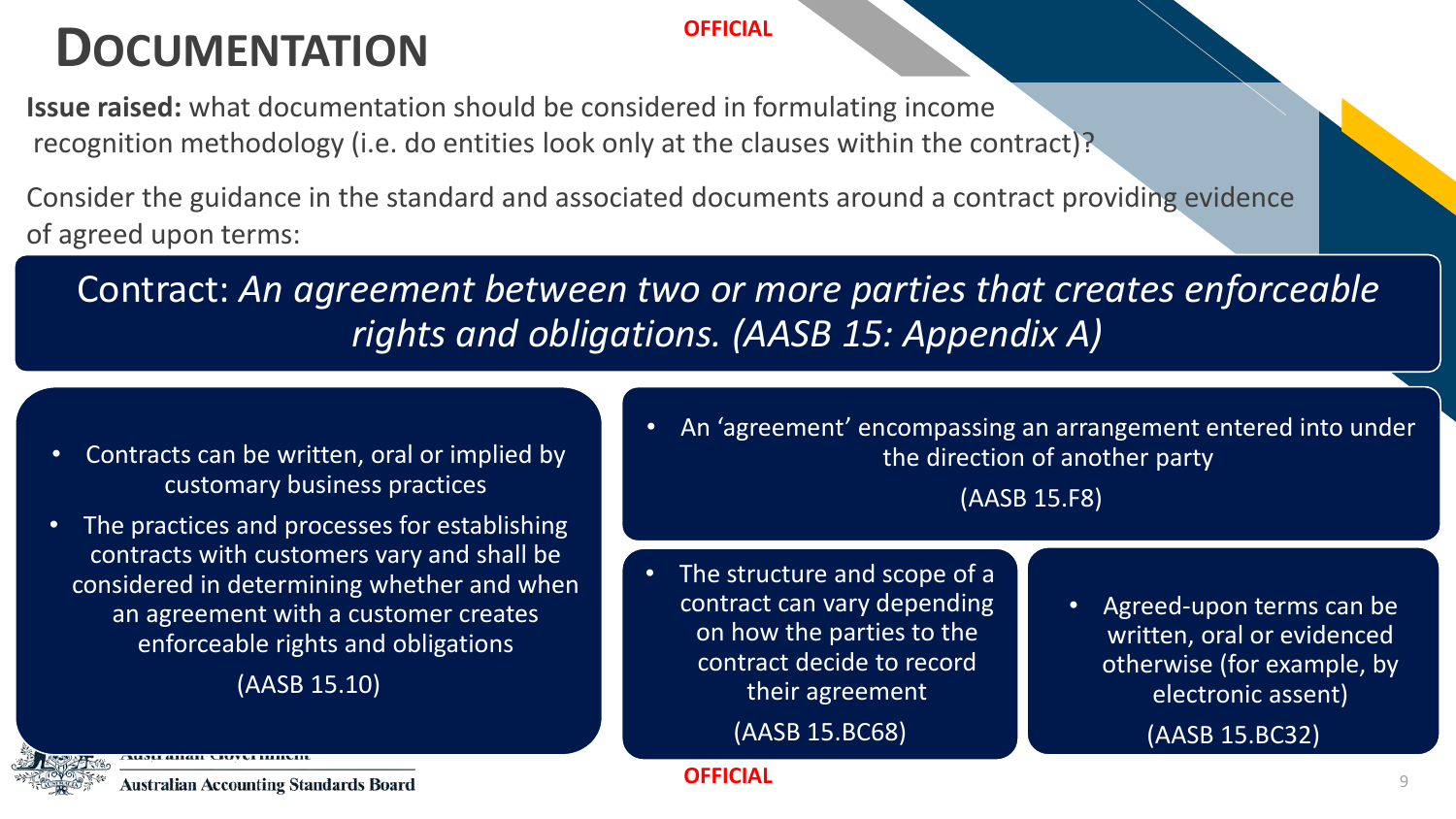# Documentation

**Issue raised:** what documentation should be considered in formulating income recognition methodology (i.e. do entities look only at the clauses within the contract)?

Consider the guidance in the standard and associated documents around a contract providing evidence of agreed upon terms:

Contract: *An agreement between two or more parties that creates enforceable rights and obligations. (AASB 15: Appendix A)*

- Contracts can be written, oral or implied by customary business practices
- The practices and processes for establishing contracts with customers vary and shall be considered in determining whether and when an agreement with a customer creates enforceable rights and obligations

(AASB 15.10)

- An 'agreement' encompassing an arrangement entered into under the direction of another party

(AASB 15.F8)

- The structure and scope of a contract can vary depending on how the parties to the contract decide to record their agreement

(AASB 15.BC68)

- Agreed-upon terms can be written, oral or evidenced otherwise (for example, by electronic assent)

(AASB 15.BC32)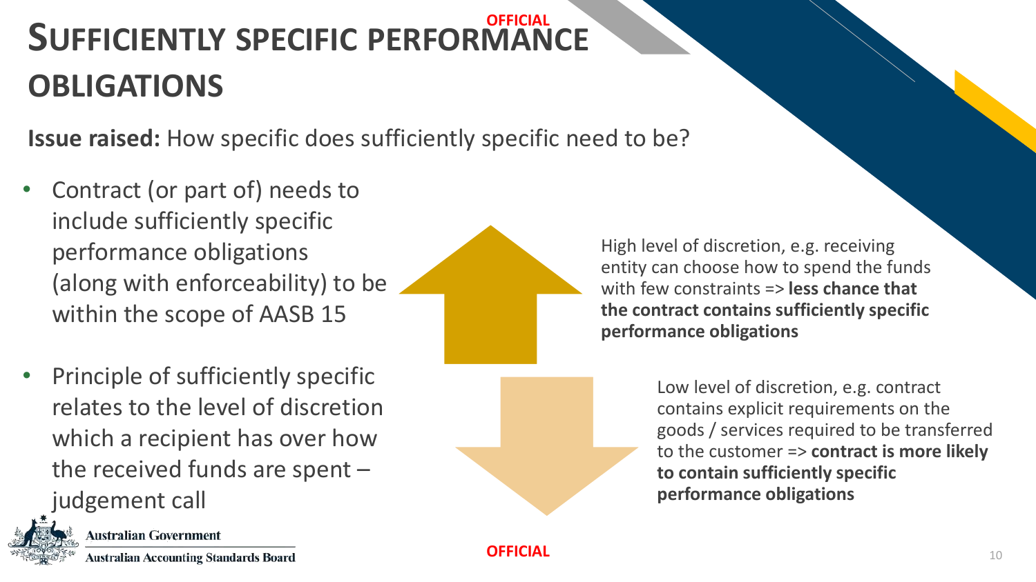# Sufficiently Specific Performance Obligations

**Issue raised:** How specific does sufficiently specific need to be?

- Contract (or part of) needs to include sufficiently specific performance obligations (along with enforceability) to be within the scope of AASB 15
- Principle of sufficiently specific relates to the level of discretion which a recipient has over how the received funds are spent – judgement call

High level of discretion, e.g. receiving entity can choose how to spend the funds with few constraints => **less chance that the contract contains sufficiently specific performance obligations**

Low level of discretion, e.g. contract contains explicit requirements on the goods / services required to be transferred to the customer => **contract is more likely to contain sufficiently specific performance obligations**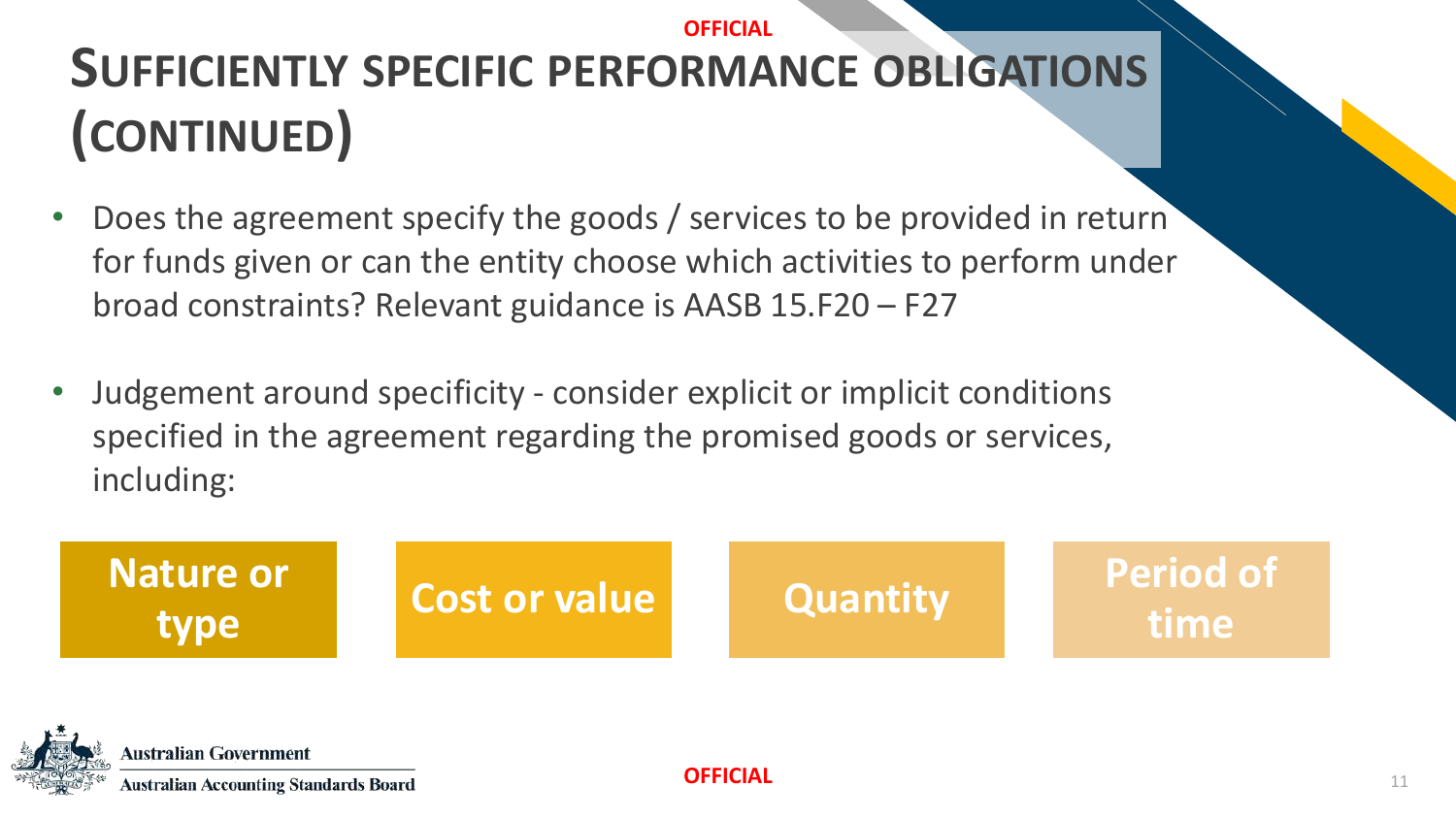# SUFFICIENTLY SPECIFIC PERFORMANCE OBLIGATIONS (CONTINUED)

- Does the agreement specify the goods / services to be provided in return for funds given or can the entity choose which activities to perform under broad constraints? Relevant guidance is AASB 15.F20 – F27
- Judgement around specificity - consider explicit or implicit conditions specified in the agreement regarding the promised goods or services, including:

**Nature or type** | **Cost or value** | **Quantity** | **Period of time**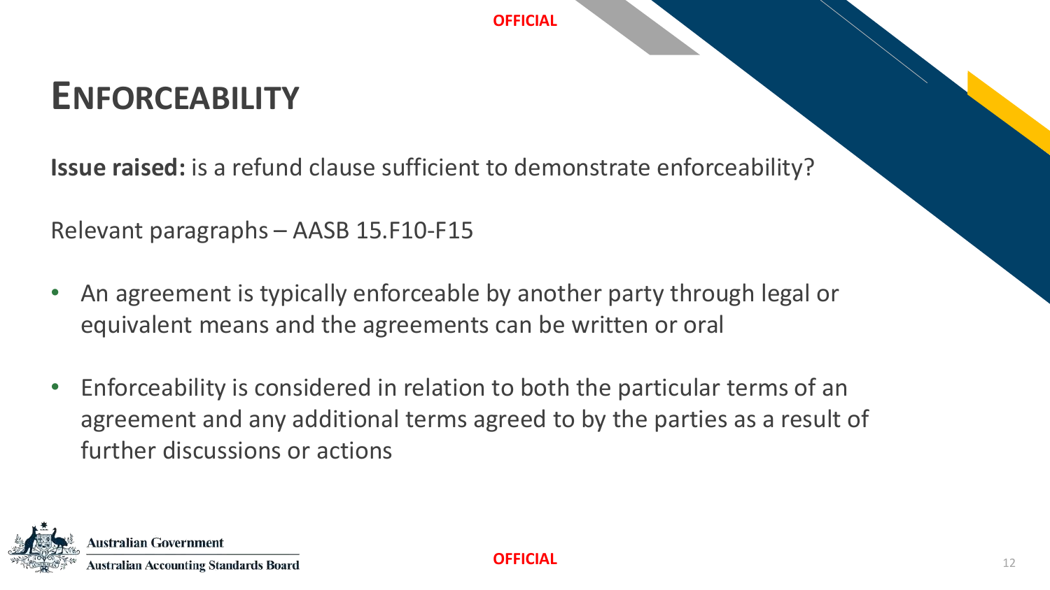# ENFORCEABILITY

**Issue raised:** is a refund clause sufficient to demonstrate enforceability?

Relevant paragraphs – AASB 15.F10-F15

- An agreement is typically enforceable by another party through legal or equivalent means and the agreements can be written or oral
- Enforceability is considered in relation to both the particular terms of an agreement and any additional terms agreed to by the parties as a result of further discussions or actions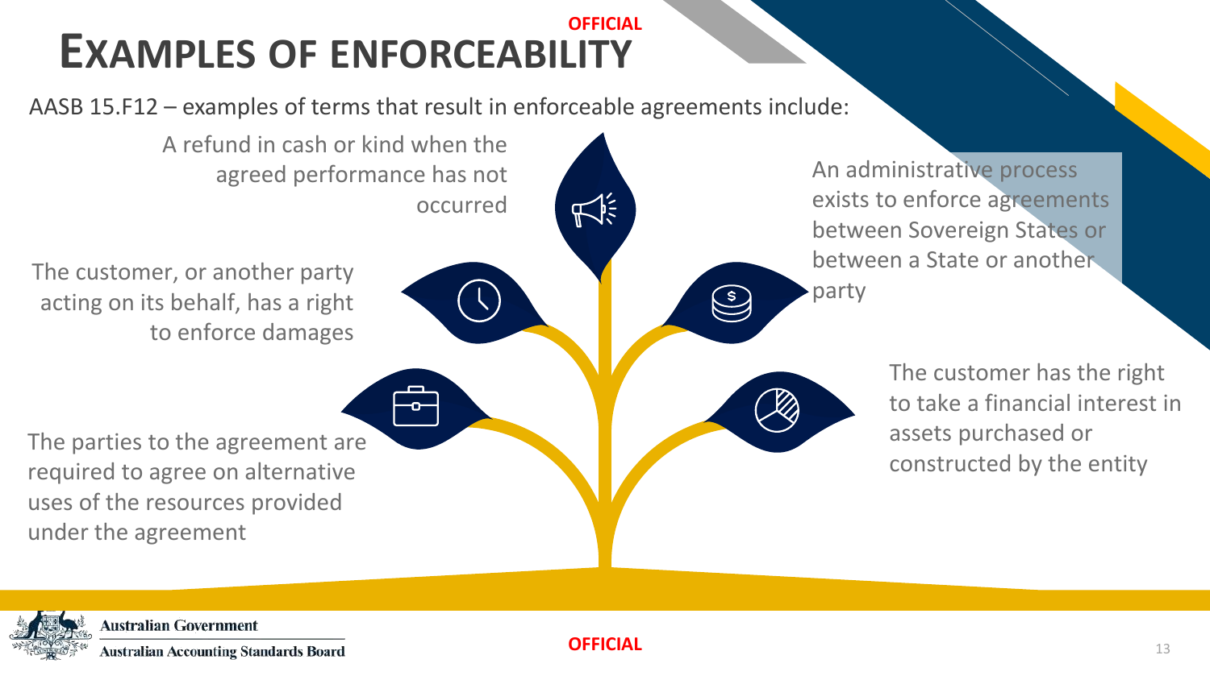# EXAMPLES OF ENFORCEABILITY

AASB 15.F12 – examples of terms that result in enforceable agreements include:

- A refund in cash or kind when the agreed performance has not occurred
- The customer, or another party acting on its behalf, has a right to enforce damages
- The parties to the agreement are required to agree on alternative uses of the resources provided under the agreement
- An administrative process exists to enforce agreements between Sovereign States or between a State or another party
- The customer has the right to take a financial interest in assets purchased or constructed by the entity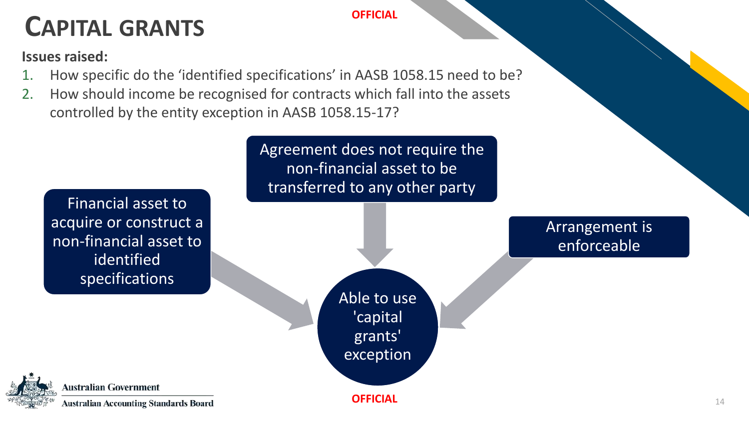# Capital Grants

**Issues raised:**

1. How specific do the 'identified specifications' in AASB 1058.15 need to be?
2. How should income be recognised for contracts which fall into the assets controlled by the entity exception in AASB 1058.15-17?

Financial asset to acquire or construct a non-financial asset to identified specifications

Agreement does not require the non-financial asset to be transferred to any other party

Arrangement is enforceable

Able to use 'capital grants' exception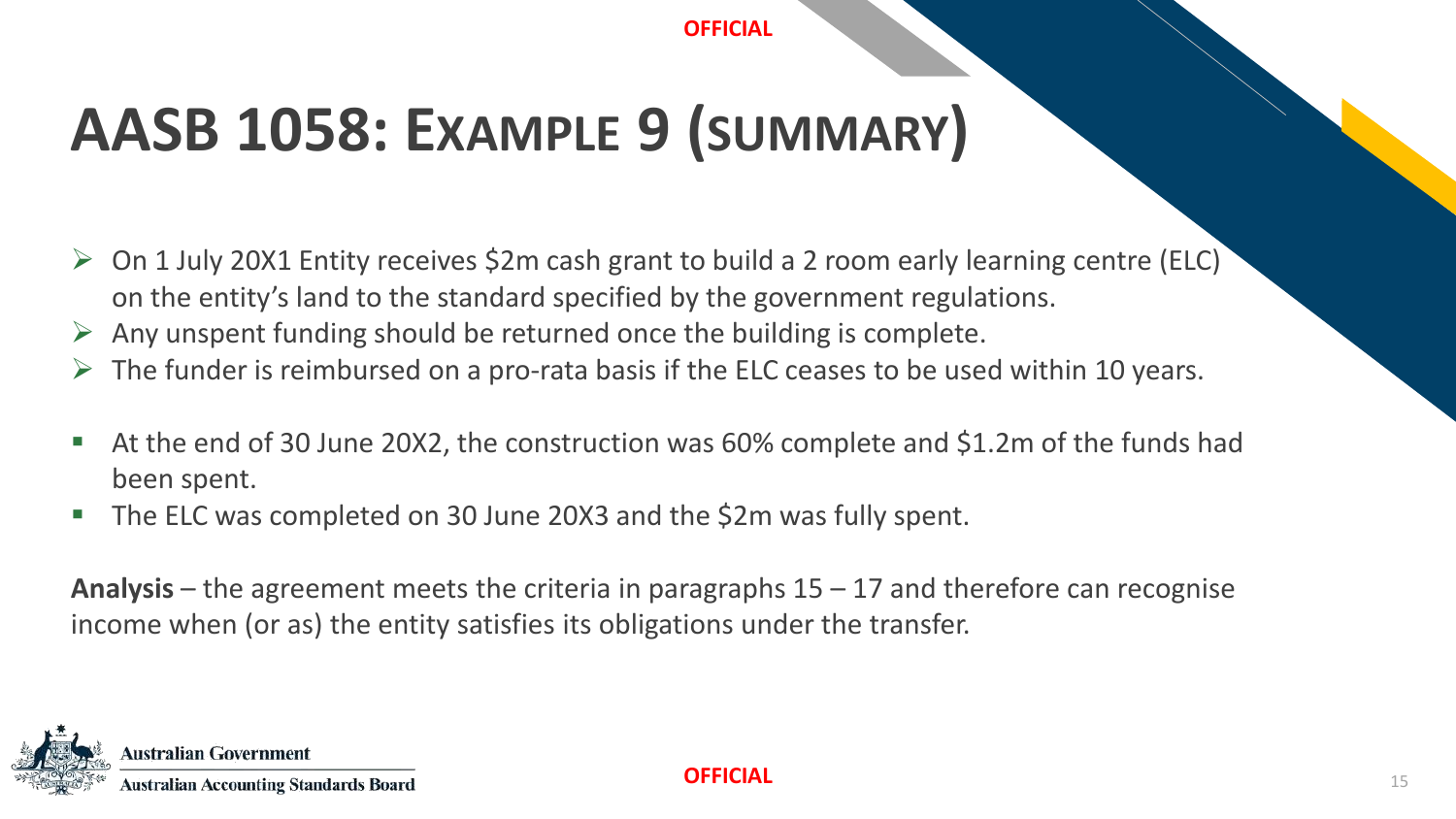# AASB 1058: Example 9 (summary)

- On 1 July 20X1 Entity receives $2m cash grant to build a 2 room early learning centre (ELC) on the entity's land to the standard specified by the government regulations.
- Any unspent funding should be returned once the building is complete.
- The funder is reimbursed on a pro-rata basis if the ELC ceases to be used within 10 years.

- At the end of 30 June 20X2, the construction was 60% complete and $1.2m of the funds had been spent.
- The ELC was completed on 30 June 20X3 and the $2m was fully spent.

**Analysis** – the agreement meets the criteria in paragraphs 15 – 17 and therefore can recognise income when (or as) the entity satisfies its obligations under the transfer.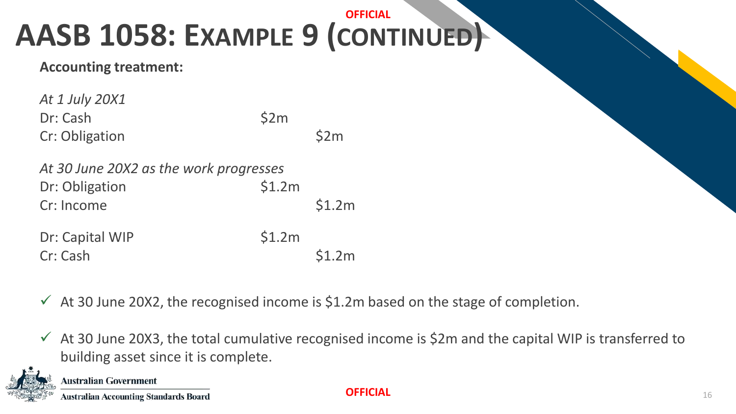# AASB 1058: Example 9 (continued)

**Accounting treatment:**

*At 1 July 20X1*

| | Dr | Cr |
|---|---|---|
| Dr: Cash | $2m | |
| Cr: Obligation | | $2m |

*At 30 June 20X2 as the work progresses*

| | Dr | Cr |
|---|---|---|
| Dr: Obligation | $1.2m | |
| Cr: Income | | $1.2m |

| | Dr | Cr |
|---|---|---|
| Dr: Capital WIP | $1.2m | |
| Cr: Cash | | $1.2m |

- ✓ At 30 June 20X2, the recognised income is $1.2m based on the stage of completion.
- ✓ At 30 June 20X3, the total cumulative recognised income is $2m and the capital WIP is transferred to building asset since it is complete.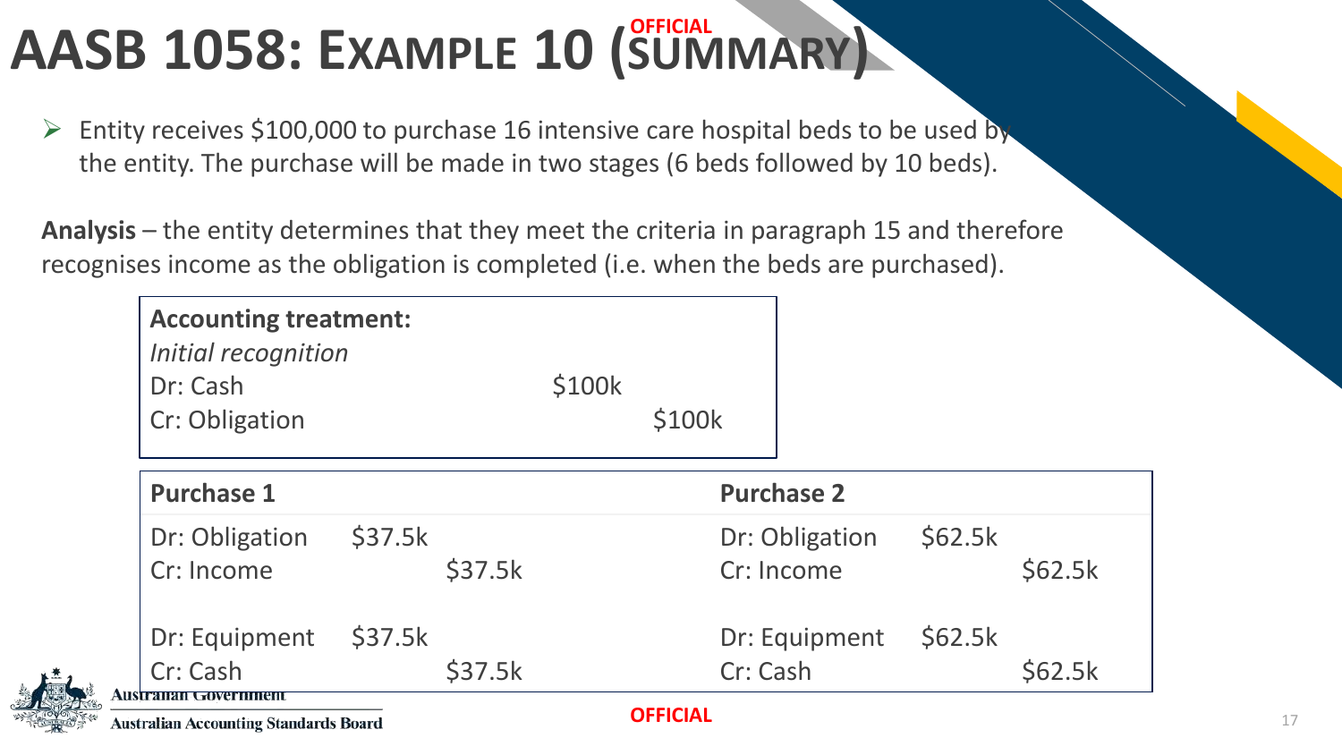# AASB 1058: Example 10 (Summary)

- Entity receives $100,000 to purchase 16 intensive care hospital beds to be used by the entity. The purchase will be made in two stages (6 beds followed by 10 beds).

**Analysis** – the entity determines that they meet the criteria in paragraph 15 and therefore recognises income as the obligation is completed (i.e. when the beds are purchased).

**Accounting treatment:**

*Initial recognition*

| | | |
|---|---|---|
| Dr: Cash | $100k | |
| Cr: Obligation | | $100k |

| Purchase 1 | | | Purchase 2 | | |
|---|---|---|---|---|---|
| Dr: Obligation | $37.5k | | Dr: Obligation | $62.5k | |
| Cr: Income | | $37.5k | Cr: Income | | $62.5k |
| Dr: Equipment | $37.5k | | Dr: Equipment | $62.5k | |
| Cr: Cash | | $37.5k | Cr: Cash | | $62.5k |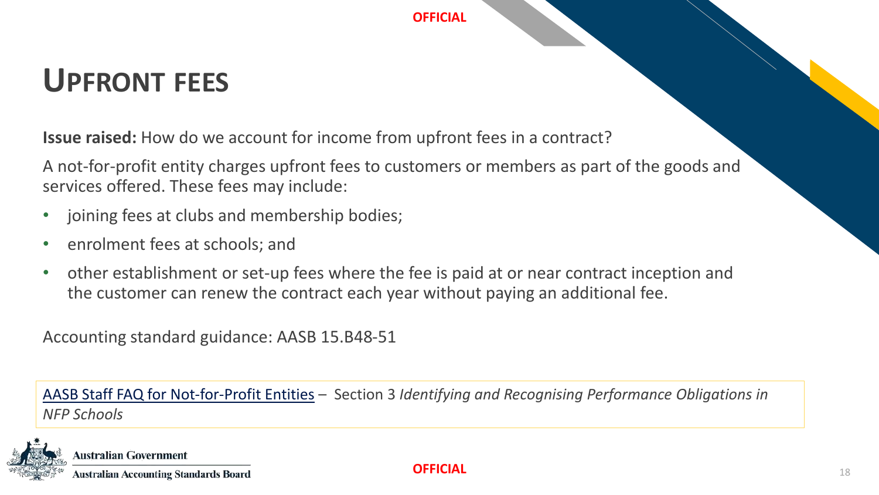# UPFRONT FEES

**Issue raised:** How do we account for income from upfront fees in a contract?

A not-for-profit entity charges upfront fees to customers or members as part of the goods and services offered. These fees may include:

- joining fees at clubs and membership bodies;
- enrolment fees at schools; and
- other establishment or set-up fees where the fee is paid at or near contract inception and the customer can renew the contract each year without paying an additional fee.

Accounting standard guidance: AASB 15.B48-51

AASB Staff FAQ for Not-for-Profit Entities – Section 3 *Identifying and Recognising Performance Obligations in NFP Schools*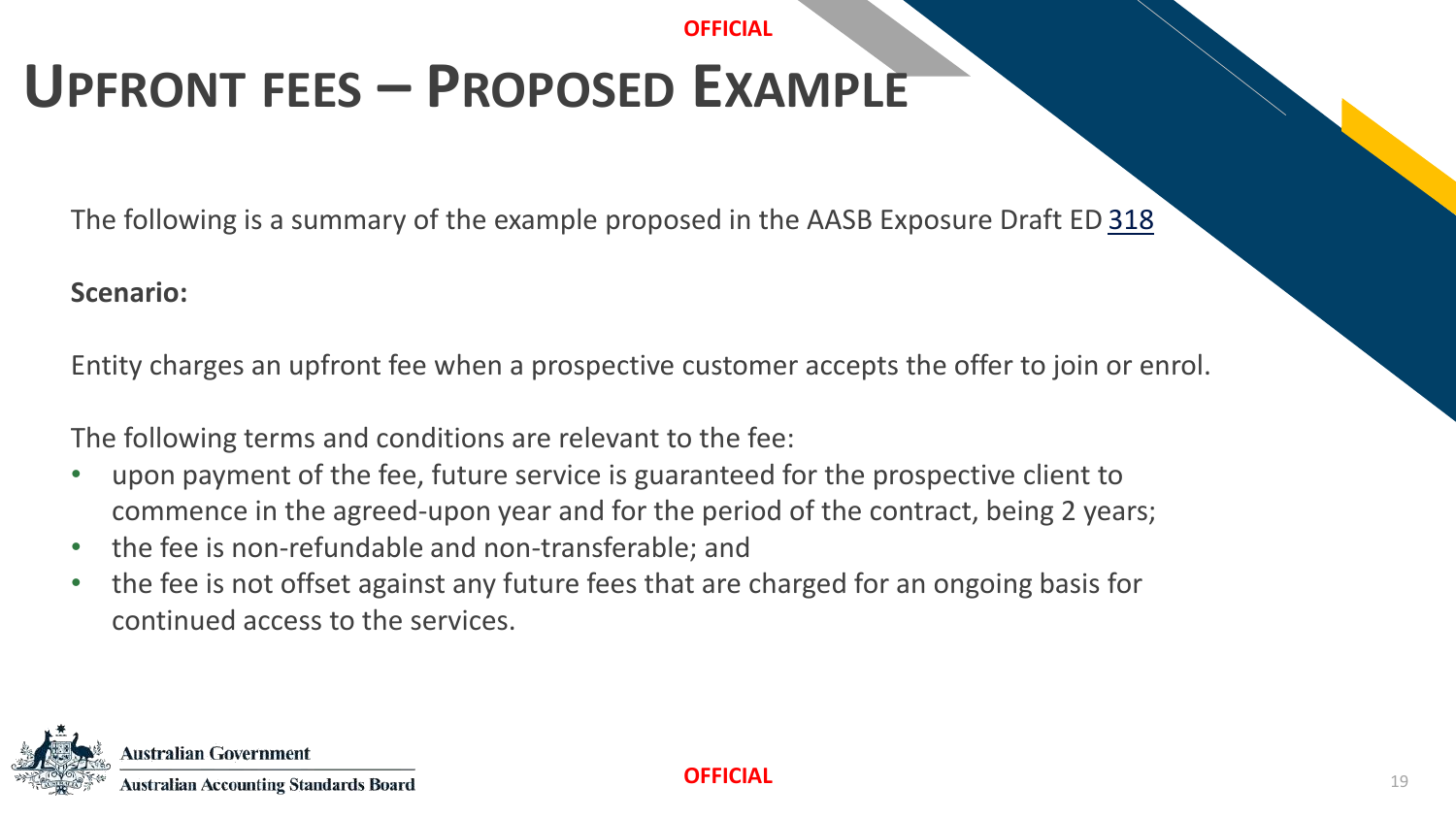# Upfront fees – Proposed Example

The following is a summary of the example proposed in the AASB Exposure Draft ED 318

**Scenario:**

Entity charges an upfront fee when a prospective customer accepts the offer to join or enrol.

The following terms and conditions are relevant to the fee:

- upon payment of the fee, future service is guaranteed for the prospective client to commence in the agreed-upon year and for the period of the contract, being 2 years;
- the fee is non-refundable and non-transferable; and
- the fee is not offset against any future fees that are charged for an ongoing basis for continued access to the services.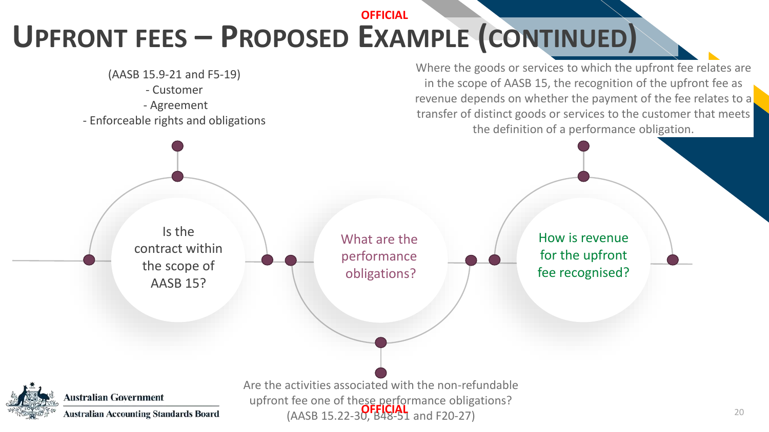# Upfront fees – Proposed Example (continued)

**Is the contract within the scope of AASB 15?**

(AASB 15.9-21 and F5-19)

- Customer
- Agreement
- Enforceable rights and obligations

**What are the performance obligations?**

Are the activities associated with the non-refundable upfront fee one of these performance obligations? (AASB 15.22-30, B48-51 and F20-27)

**How is revenue for the upfront fee recognised?**

Where the goods or services to which the upfront fee relates are in the scope of AASB 15, the recognition of the upfront fee as revenue depends on whether the payment of the fee relates to a transfer of distinct goods or services to the customer that meets the definition of a performance obligation.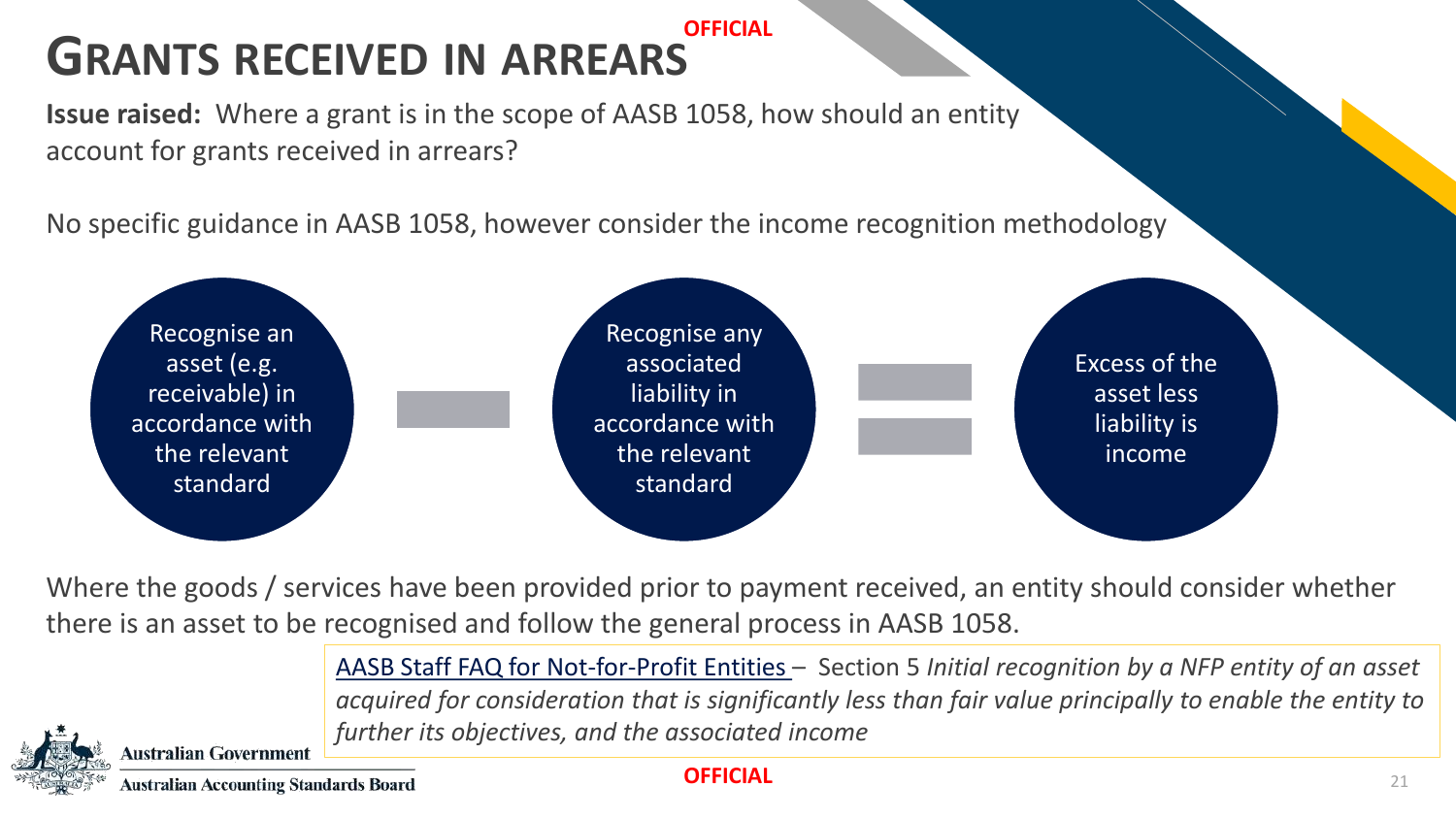# GRANTS RECEIVED IN ARREARS

**Issue raised:** Where a grant is in the scope of AASB 1058, how should an entity account for grants received in arrears?

No specific guidance in AASB 1058, however consider the income recognition methodology

Recognise an asset (e.g. receivable) in accordance with the relevant standard − Recognise any associated liability in accordance with the relevant standard = Excess of the asset less liability is income

Where the goods / services have been provided prior to payment received, an entity should consider whether there is an asset to be recognised and follow the general process in AASB 1058.

AASB Staff FAQ for Not-for-Profit Entities – Section 5 *Initial recognition by a NFP entity of an asset acquired for consideration that is significantly less than fair value principally to enable the entity to further its objectives, and the associated income*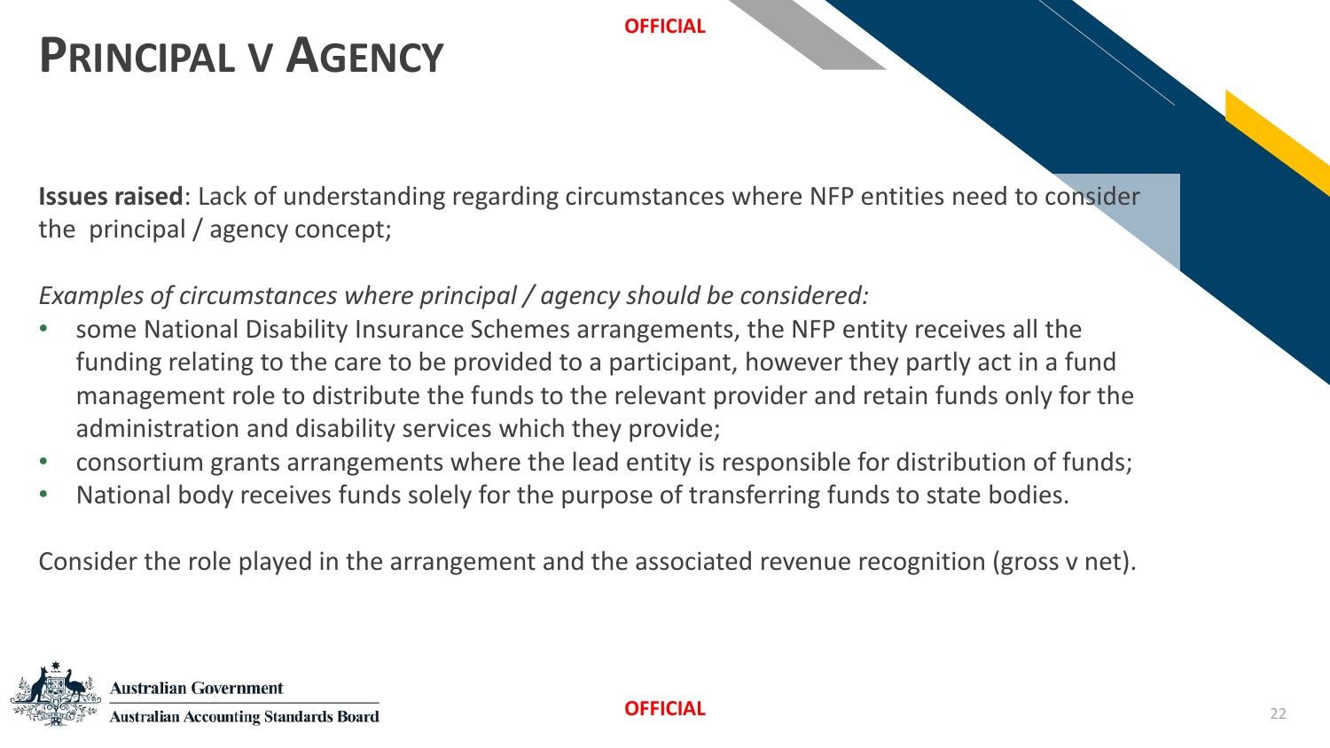# Principal v Agency

**Issues raised**: Lack of understanding regarding circumstances where NFP entities need to consider the principal / agency concept;

*Examples of circumstances where principal / agency should be considered:*

- some National Disability Insurance Schemes arrangements, the NFP entity receives all the funding relating to the care to be provided to a participant, however they partly act in a fund management role to distribute the funds to the relevant provider and retain funds only for the administration and disability services which they provide;
- consortium grants arrangements where the lead entity is responsible for distribution of funds;
- National body receives funds solely for the purpose of transferring funds to state bodies.

Consider the role played in the arrangement and the associated revenue recognition (gross v net).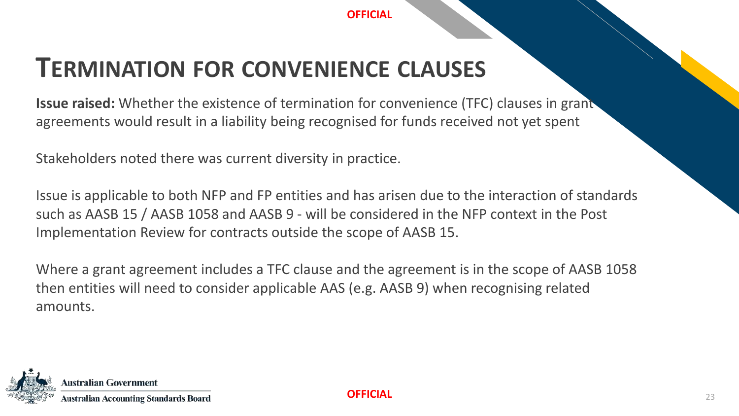# Termination for Convenience Clauses

**Issue raised:** Whether the existence of termination for convenience (TFC) clauses in grant agreements would result in a liability being recognised for funds received not yet spent

Stakeholders noted there was current diversity in practice.

Issue is applicable to both NFP and FP entities and has arisen due to the interaction of standards such as AASB 15 / AASB 1058 and AASB 9 - will be considered in the NFP context in the Post Implementation Review for contracts outside the scope of AASB 15.

Where a grant agreement includes a TFC clause and the agreement is in the scope of AASB 1058 then entities will need to consider applicable AAS (e.g. AASB 9) when recognising related amounts.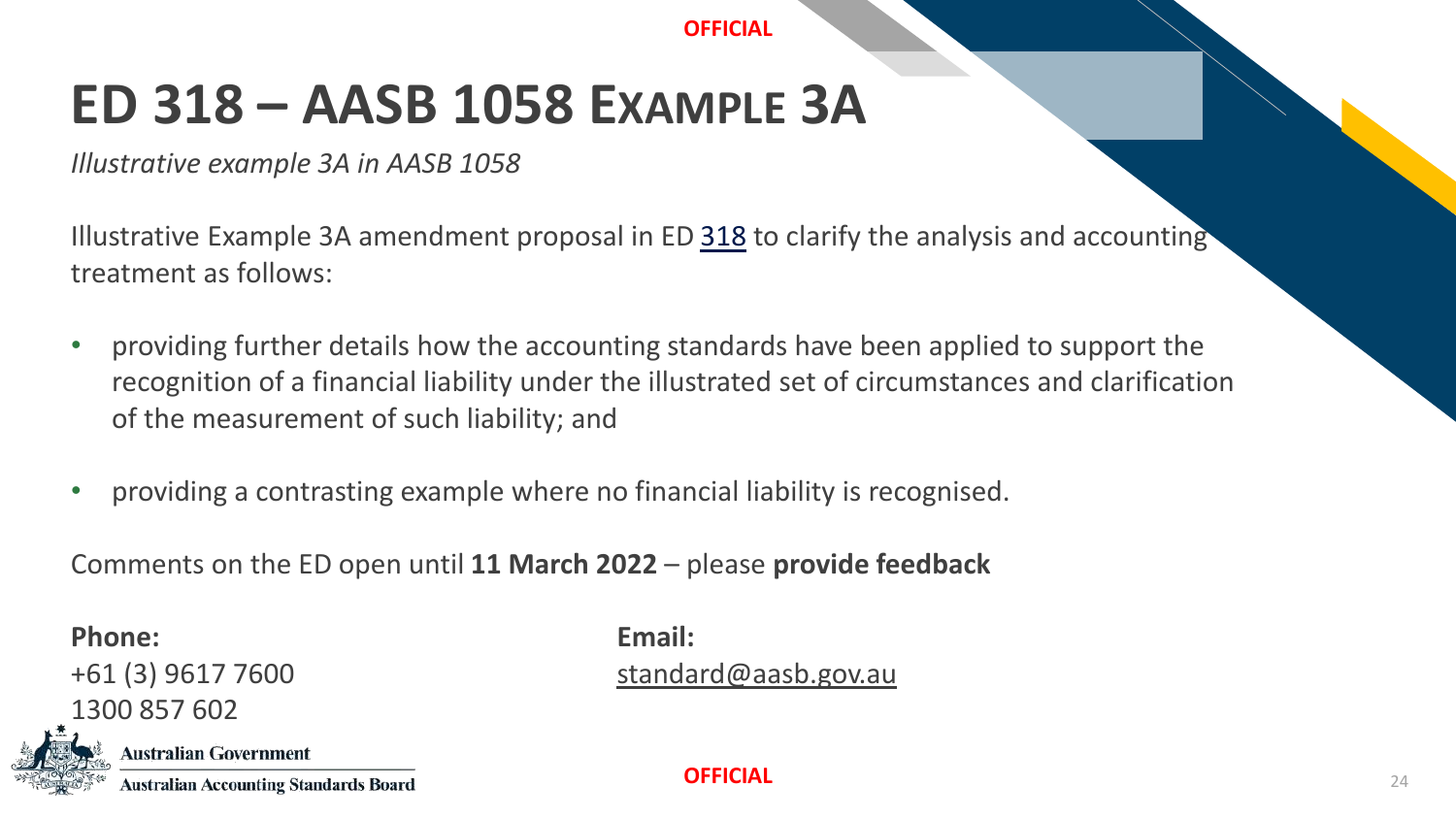# ED 318 – AASB 1058 EXAMPLE 3A

*Illustrative example 3A in AASB 1058*

Illustrative Example 3A amendment proposal in ED 318 to clarify the analysis and accounting treatment as follows:

- providing further details how the accounting standards have been applied to support the recognition of a financial liability under the illustrated set of circumstances and clarification of the measurement of such liability; and
- providing a contrasting example where no financial liability is recognised.

Comments on the ED open until **11 March 2022** – please **provide feedback**

**Phone:**
+61 (3) 9617 7600
1300 857 602

**Email:**
standard@aasb.gov.au

Australian Government
Australian Accounting Standards Board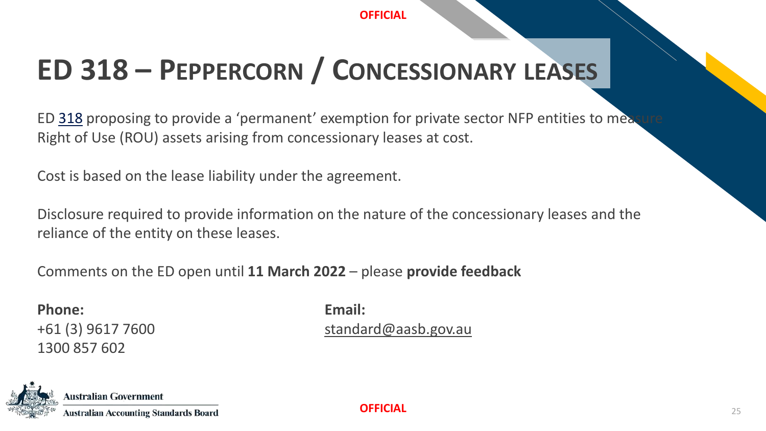# ED 318 – Peppercorn / Concessionary leases

ED 318 proposing to provide a 'permanent' exemption for private sector NFP entities to measure Right of Use (ROU) assets arising from concessionary leases at cost.

Cost is based on the lease liability under the agreement.

Disclosure required to provide information on the nature of the concessionary leases and the reliance of the entity on these leases.

Comments on the ED open until **11 March 2022** – please **provide feedback**

**Phone:**
+61 (3) 9617 7600
1300 857 602

**Email:**
standard@aasb.gov.au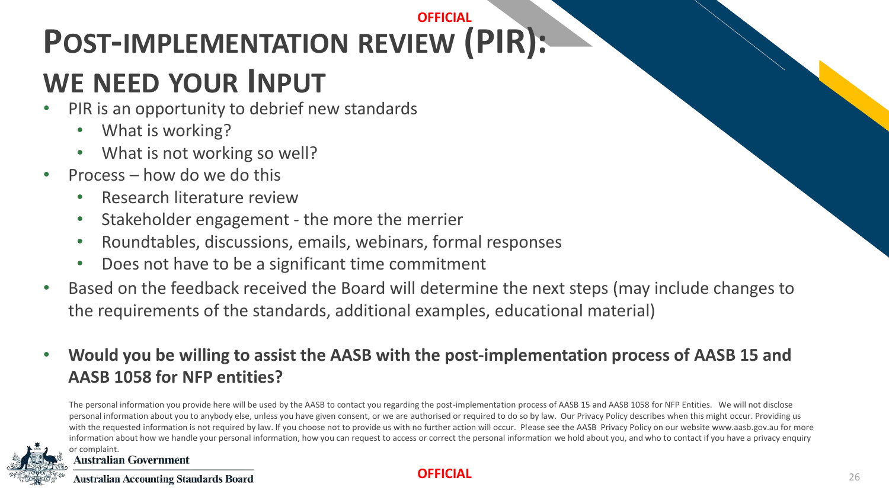# Post-implementation review (PIR): we need your Input

- PIR is an opportunity to debrief new standards
  - What is working?
  - What is not working so well?
- Process – how do we do this
  - Research literature review
  - Stakeholder engagement - the more the merrier
  - Roundtables, discussions, emails, webinars, formal responses
  - Does not have to be a significant time commitment
- Based on the feedback received the Board will determine the next steps (may include changes to the requirements of the standards, additional examples, educational material)
- **Would you be willing to assist the AASB with the post-implementation process of AASB 15 and AASB 1058 for NFP entities?**

The personal information you provide here will be used by the AASB to contact you regarding the post-implementation process of AASB 15 and AASB 1058 for NFP Entities. We will not disclose personal information about you to anybody else, unless you have given consent, or we are authorised or required to do so by law. Our Privacy Policy describes when this might occur. Providing us with the requested information is not required by law. If you choose not to provide us with no further action will occur. Please see the AASB Privacy Policy on our website www.aasb.gov.au for more information about how we handle your personal information, how you can request to access or correct the personal information we hold about you, and who to contact if you have a privacy enquiry or complaint.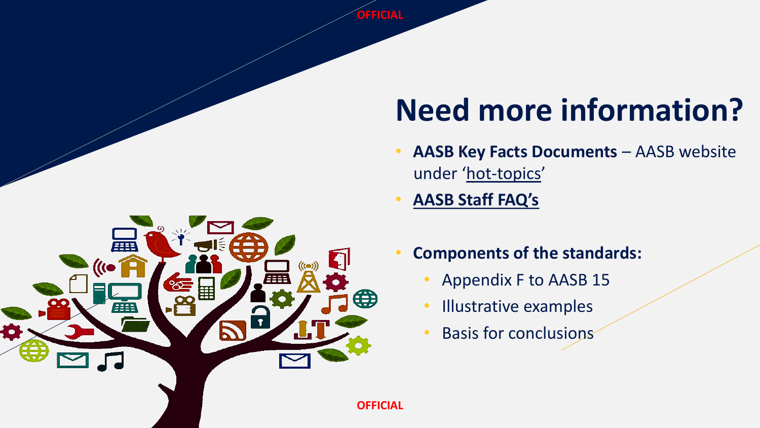# Need more information?

- **AASB Key Facts Documents** – AASB website under 'hot-topics'
- **AASB Staff FAQ's**

- **Components of the standards:**
  - Appendix F to AASB 15
  - Illustrative examples
  - Basis for conclusions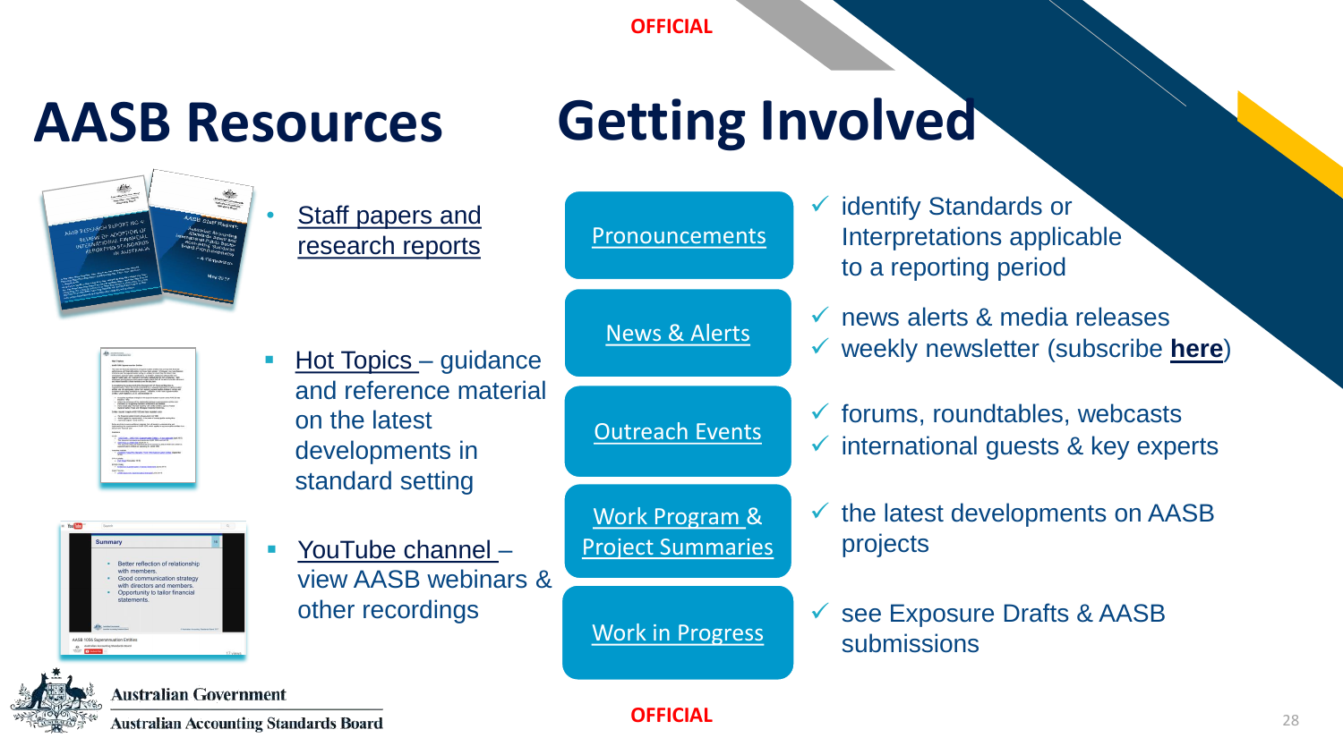OFFICIAL

# AASB Resources

- Staff papers and research reports
- Hot Topics – guidance and reference material on the latest developments in standard setting
- YouTube channel – view AASB webinars & other recordings

# Getting Involved

**Pronouncements**
- ✓ identify Standards or Interpretations applicable to a reporting period

**News & Alerts**
- ✓ news alerts & media releases
- ✓ weekly newsletter (subscribe **here**)

**Outreach Events**
- ✓ forums, roundtables, webcasts
- ✓ international guests & key experts

**Work Program & Project Summaries**
- ✓ the latest developments on AASB projects

**Work in Progress**
- ✓ see Exposure Drafts & AASB submissions

Australian Government

Australian Accounting Standards Board

OFFICIAL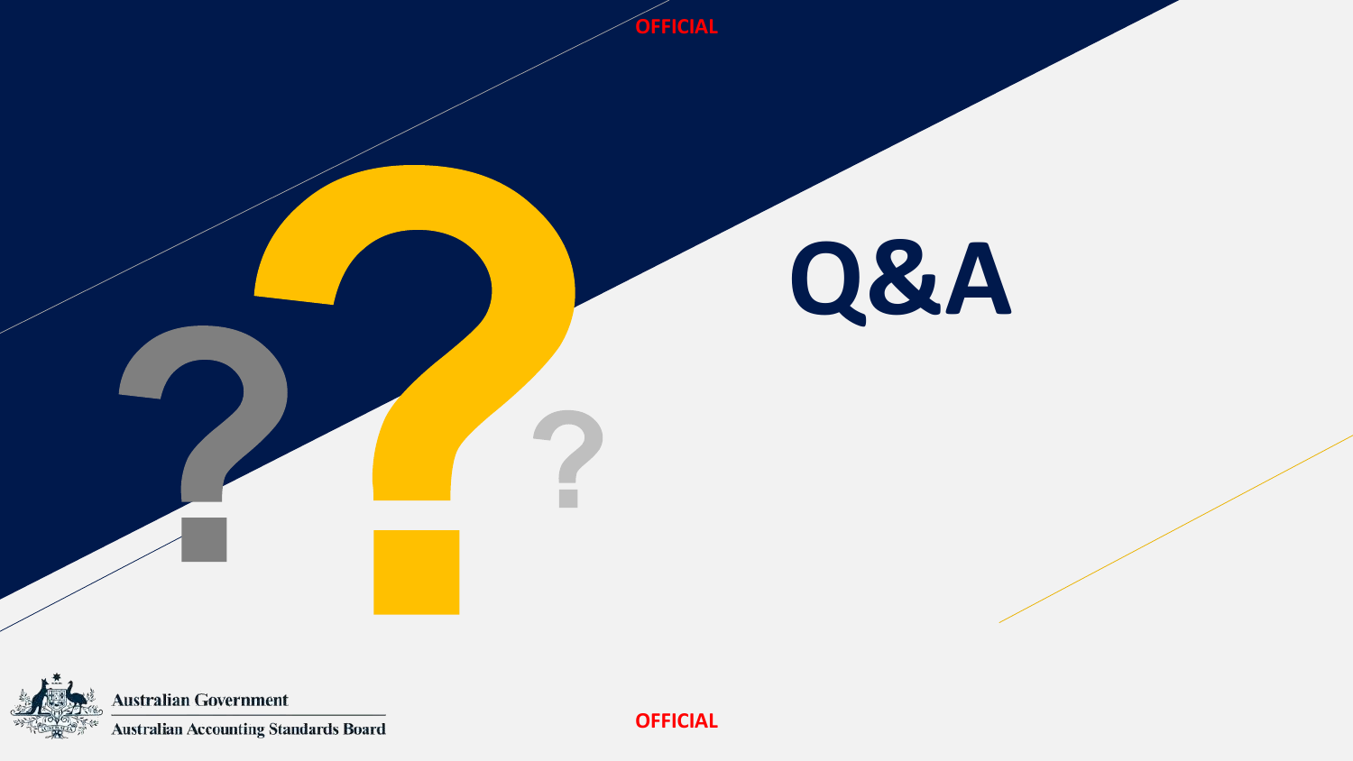# Q&A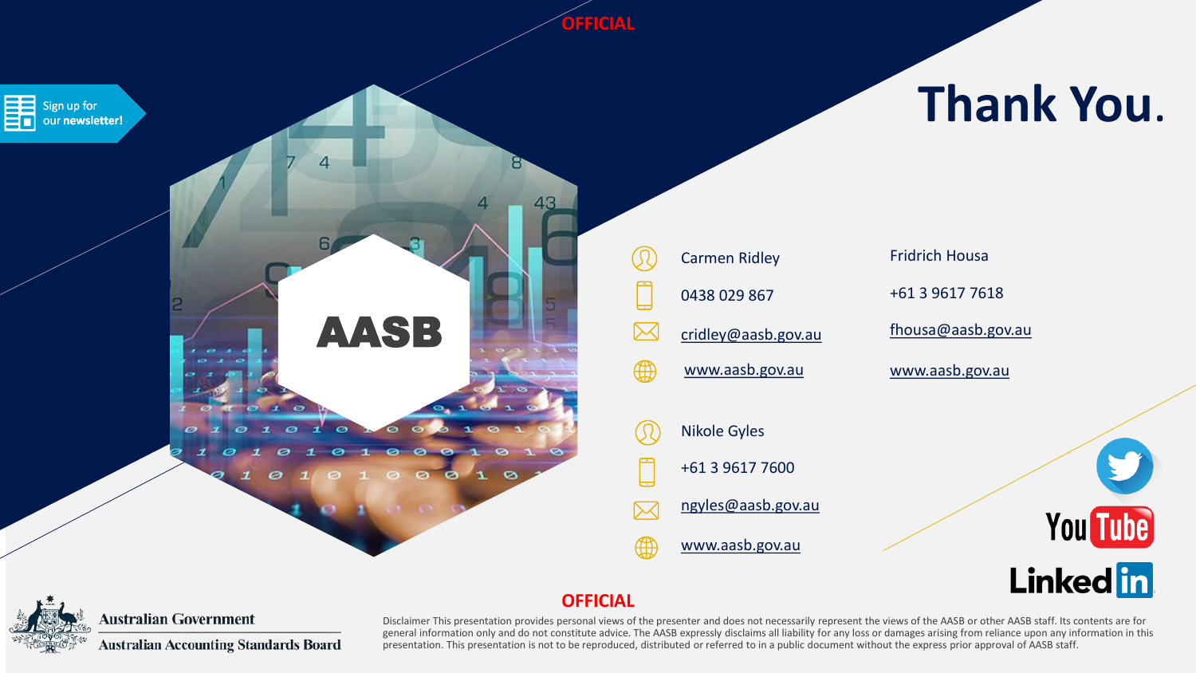OFFICIAL

Sign up for our **newsletter!**

# Thank You.

AASB

Carmen Ridley

0438 029 867

cridley@aasb.gov.au

www.aasb.gov.au

Fridrich Housa

+61 3 9617 7618

fhousa@aasb.gov.au

www.aasb.gov.au

Nikole Gyles

+61 3 9617 7600

ngyles@aasb.gov.au

www.aasb.gov.au

YouTube

LinkedIn

OFFICIAL

Australian Government

Australian Accounting Standards Board

Disclaimer This presentation provides personal views of the presenter and does not necessarily represent the views of the AASB or other AASB staff. Its contents are for general information only and do not constitute advice. The AASB expressly disclaims all liability for any loss or damages arising from reliance upon any information in this presentation. This presentation is not to be reproduced, distributed or referred to in a public document without the express prior approval of AASB staff.